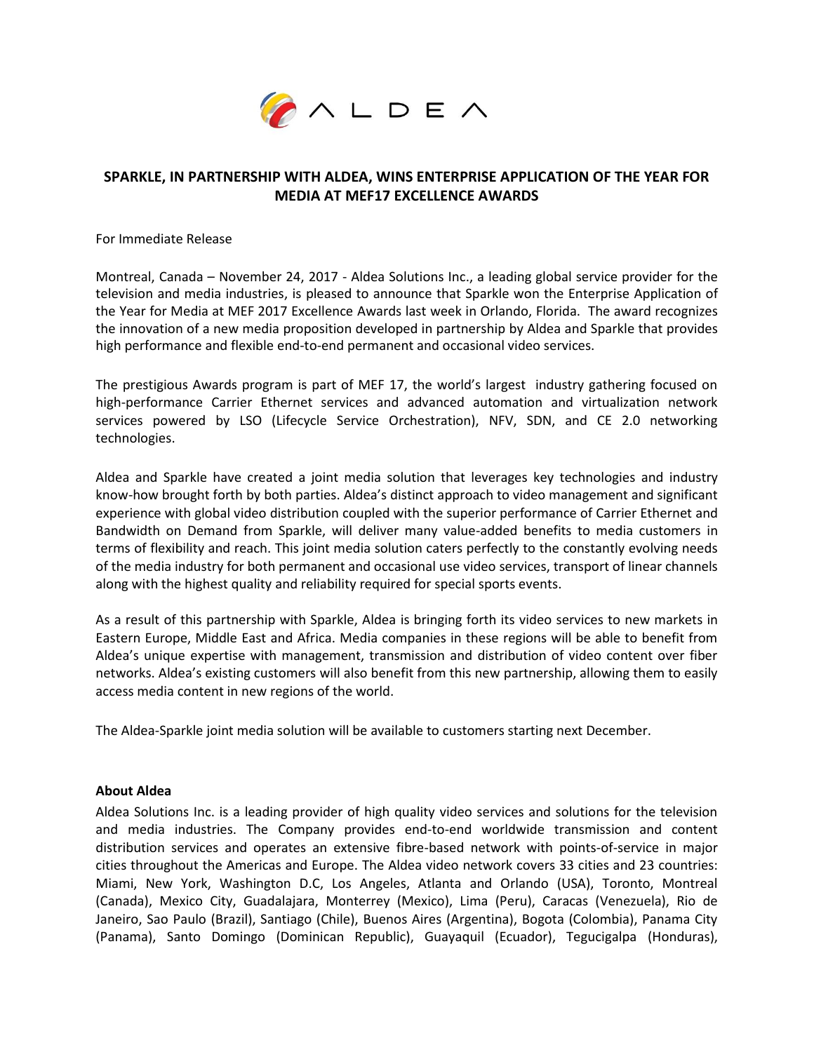# SPARKLE, IN PARTNERSHIP WITH ALDEA, WINS ENTERPRISE APPLICATION OF THE YEAR FOR MEDIA AT MEF17 EXCELLENCE AWARDS

For Immediate Release

Montreal, Canada – November 24, 2017 - Aldea Solutions Inc., a leading global service provider for the television and media industries, is pleased to announce that Sparkle won the Enterprise Application of the Year for Media at MEF 2017 Excellence Awards last week in Orlando, Florida. The award recognizes the innovation of a new media proposition developed in partnership by Aldea and Sparkle that provides high performance and flexible end-to-end permanent and occasional video services.

The prestigious Awards program is part of MEF 17, the world's largest industry gathering focused on high-performance Carrier Ethernet services and advanced automation and virtualization network services powered by LSO (Lifecycle Service Orchestration), NFV, SDN, and CE 2.0 networking technologies.

Aldea and Sparkle have created a joint media solution that leverages key technologies and industry know-how brought forth by both parties. Aldea's distinct approach to video management and significant experience with global video distribution coupled with the superior performance of Carrier Ethernet and Bandwidth on Demand from Sparkle, will deliver many value-added benefits to media customers in terms of flexibility and reach. This joint media solution caters perfectly to the constantly evolving needs of the media industry for both permanent and occasional use video services, transport of linear channels along with the highest quality and reliability required for special sports events.

As a result of this partnership with Sparkle, Aldea is bringing forth its video services to new markets in Eastern Europe, Middle East and Africa. Media companies in these regions will be able to benefit from Aldea's unique expertise with management, transmission and distribution of video content over fiber networks. Aldea's existing customers will also benefit from this new partnership, allowing them to easily access media content in new regions of the world.

The Aldea-Sparkle joint media solution will be available to customers starting next December.

**About Aldea**

Aldea Solutions Inc. is a leading provider of high quality video services and solutions for the television and media industries. The Company provides end-to-end worldwide transmission and content distribution services and operates an extensive fibre-based network with points-of-service in major cities throughout the Americas and Europe. The Aldea video network covers 33 cities and 23 countries: Miami, New York, Washington D.C, Los Angeles, Atlanta and Orlando (USA), Toronto, Montreal (Canada), Mexico City, Guadalajara, Monterrey (Mexico), Lima (Peru), Caracas (Venezuela), Rio de Janeiro, Sao Paulo (Brazil), Santiago (Chile), Buenos Aires (Argentina), Bogota (Colombia), Panama City (Panama), Santo Domingo (Dominican Republic), Guayaquil (Ecuador), Tegucigalpa (Honduras),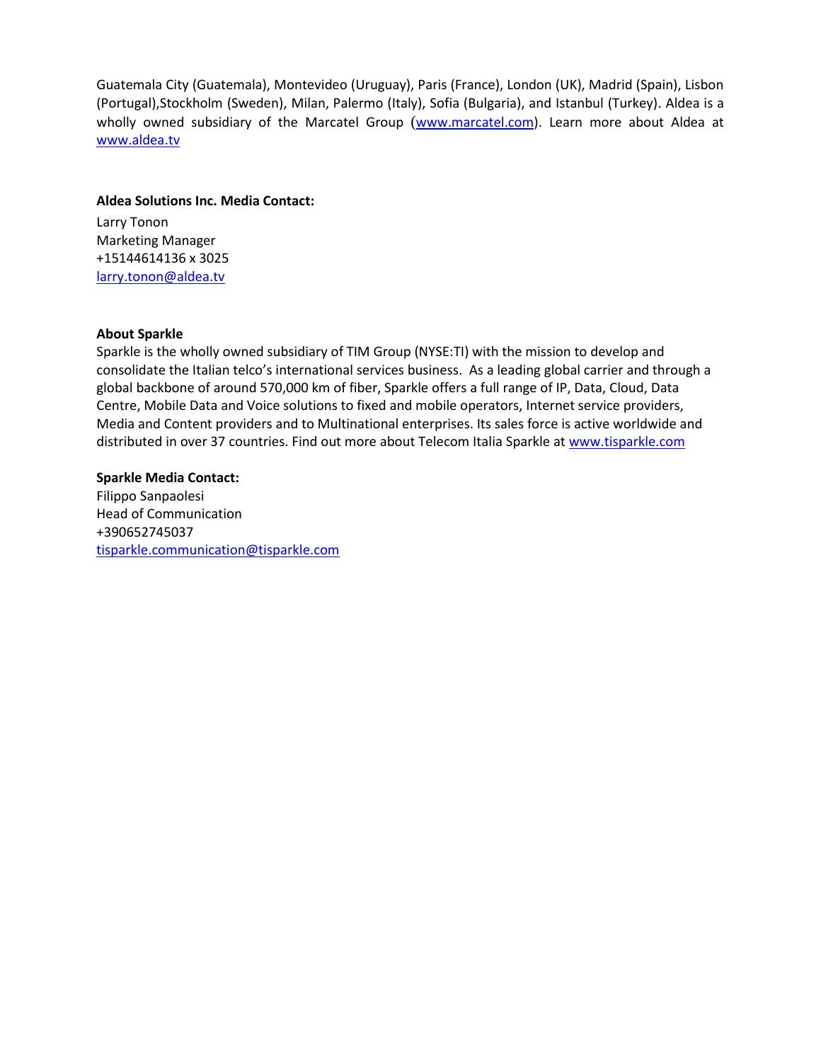Guatemala City (Guatemala), Montevideo (Uruguay), Paris (France), London (UK), Madrid (Spain), Lisbon (Portugal),Stockholm (Sweden), Milan, Palermo (Italy), Sofia (Bulgaria), and Istanbul (Turkey). Aldea is a wholly owned subsidiary of the Marcatel Group (www.marcatel.com). Learn more about Aldea at www.aldea.tv

**Aldea Solutions Inc. Media Contact:**

Larry Tonon
Marketing Manager
+15144614136 x 3025
larry.tonon@aldea.tv

**About Sparkle**

Sparkle is the wholly owned subsidiary of TIM Group (NYSE:TI) with the mission to develop and consolidate the Italian telco's international services business. As a leading global carrier and through a global backbone of around 570,000 km of fiber, Sparkle offers a full range of IP, Data, Cloud, Data Centre, Mobile Data and Voice solutions to fixed and mobile operators, Internet service providers, Media and Content providers and to Multinational enterprises. Its sales force is active worldwide and distributed in over 37 countries. Find out more about Telecom Italia Sparkle at www.tisparkle.com

**Sparkle Media Contact:**

Filippo Sanpaolesi
Head of Communication
+390652745037
tisparkle.communication@tisparkle.com